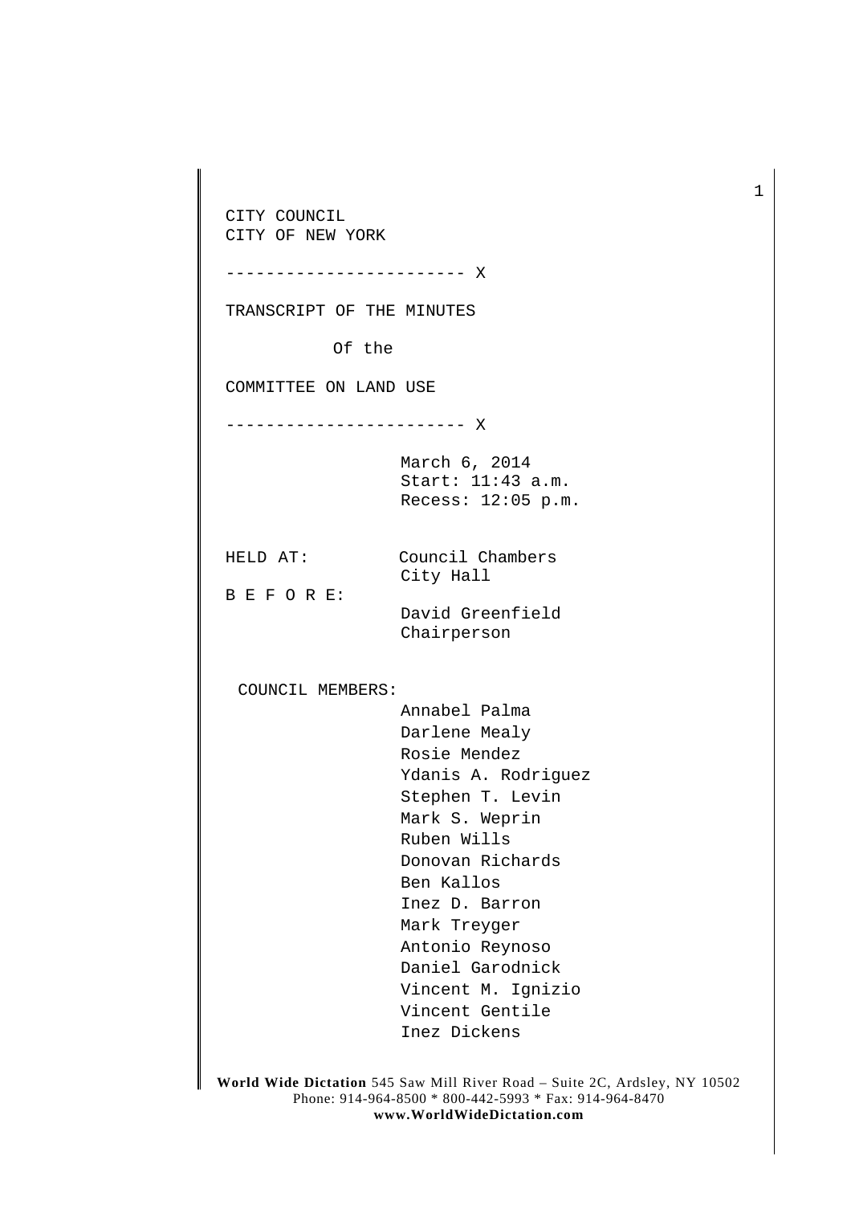CITY COUNCIL
CITY OF NEW YORK

------------------------ X

TRANSCRIPT OF THE MINUTES

Of the

COMMITTEE ON LAND USE

------------------------ X

March 6, 2014
Start: 11:43 a.m.
Recess: 12:05 p.m.

HELD AT: Council Chambers
City Hall

B E F O R E:
David Greenfield
Chairperson

COUNCIL MEMBERS:
Annabel Palma
Darlene Mealy
Rosie Mendez
Ydanis A. Rodriguez
Stephen T. Levin
Mark S. Weprin
Ruben Wills
Donovan Richards
Ben Kallos
Inez D. Barron
Mark Treyger
Antonio Reynoso
Daniel Garodnick
Vincent M. Ignizio
Vincent Gentile
Inez Dickens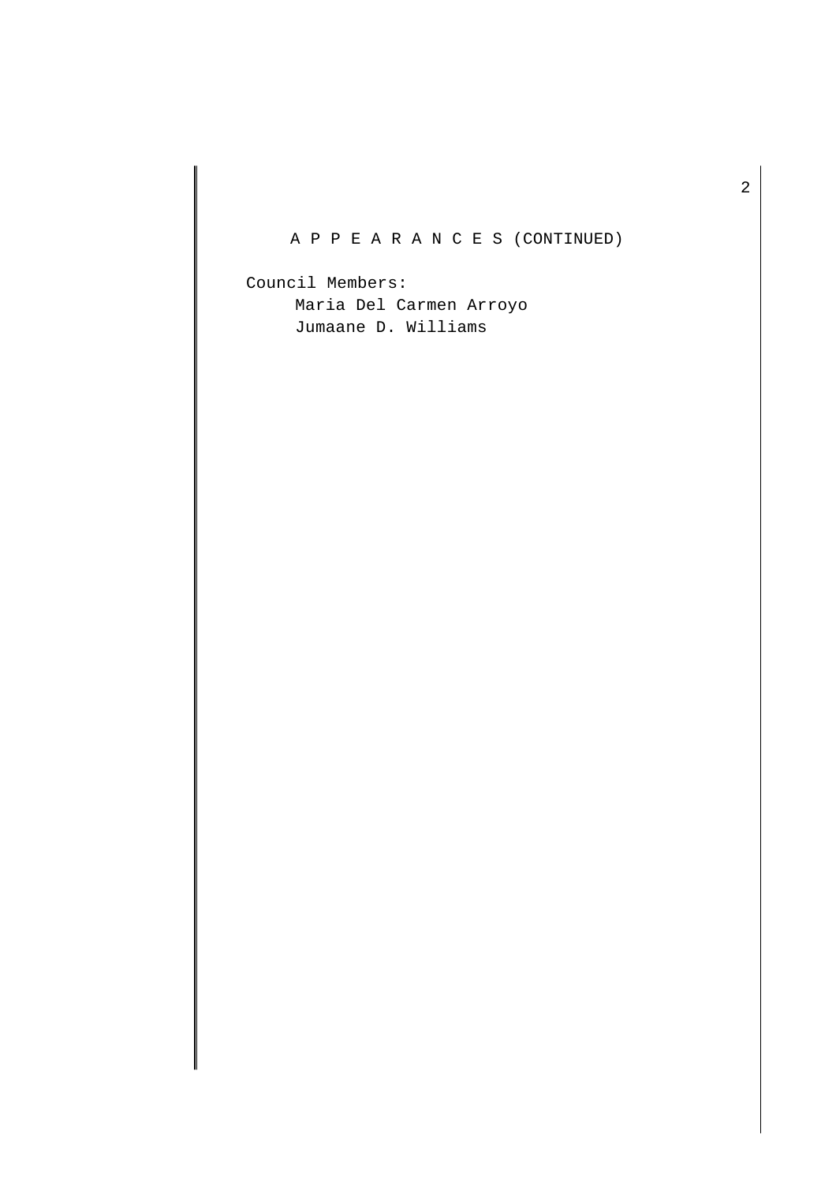A P P E A R A N C E S (CONTINUED)

Council Members:

Maria Del Carmen Arroyo
Jumaane D. Williams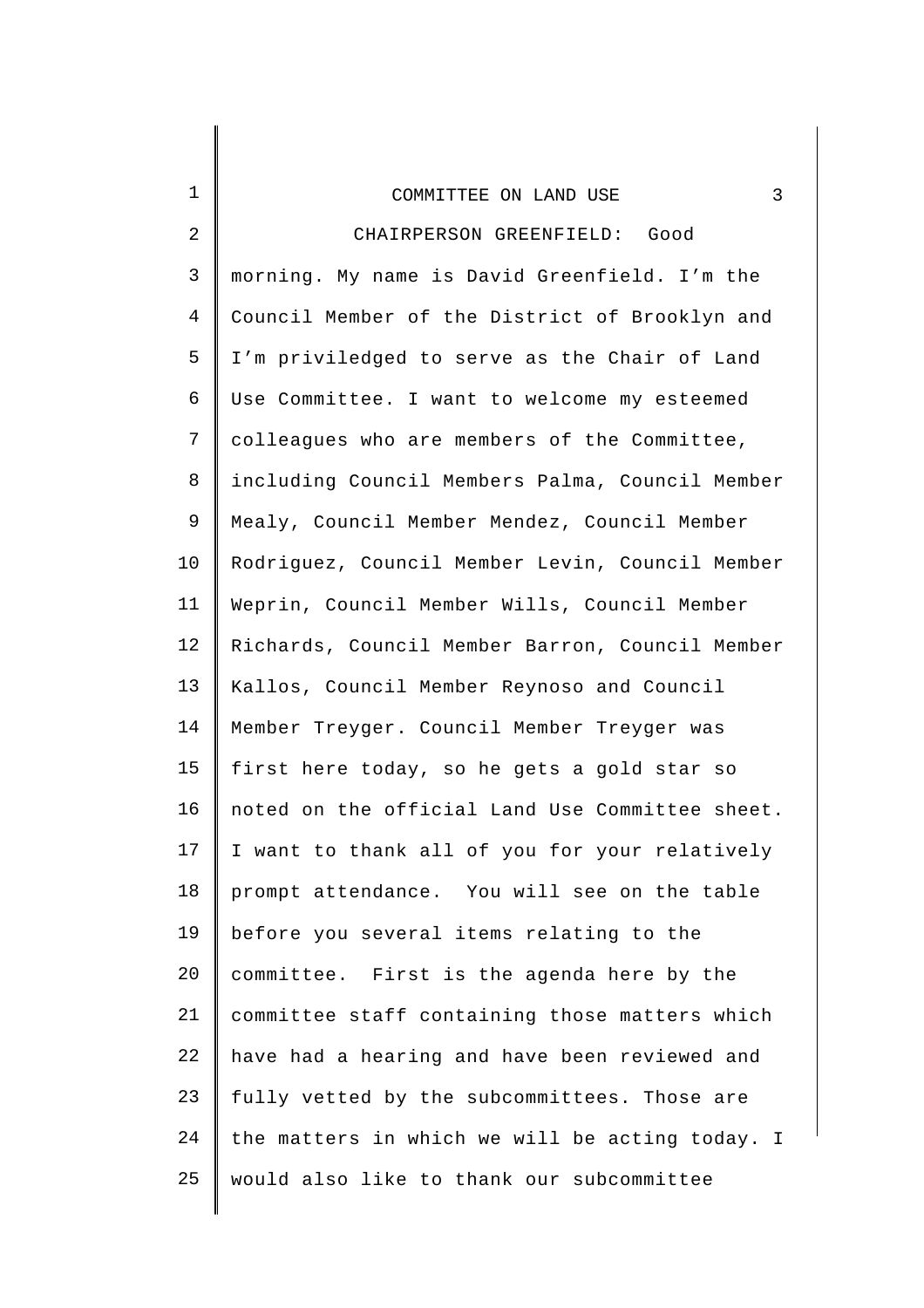CHAIRPERSON GREENFIELD: Good morning. My name is David Greenfield. I'm the Council Member of the District of Brooklyn and I'm priviledged to serve as the Chair of Land Use Committee. I want to welcome my esteemed colleagues who are members of the Committee, including Council Members Palma, Council Member Mealy, Council Member Mendez, Council Member Rodriguez, Council Member Levin, Council Member Weprin, Council Member Wills, Council Member Richards, Council Member Barron, Council Member Kallos, Council Member Reynoso and Council Member Treyger. Council Member Treyger was first here today, so he gets a gold star so noted on the official Land Use Committee sheet. I want to thank all of you for your relatively prompt attendance. You will see on the table before you several items relating to the committee. First is the agenda here by the committee staff containing those matters which have had a hearing and have been reviewed and fully vetted by the subcommittees. Those are the matters in which we will be acting today. I would also like to thank our subcommittee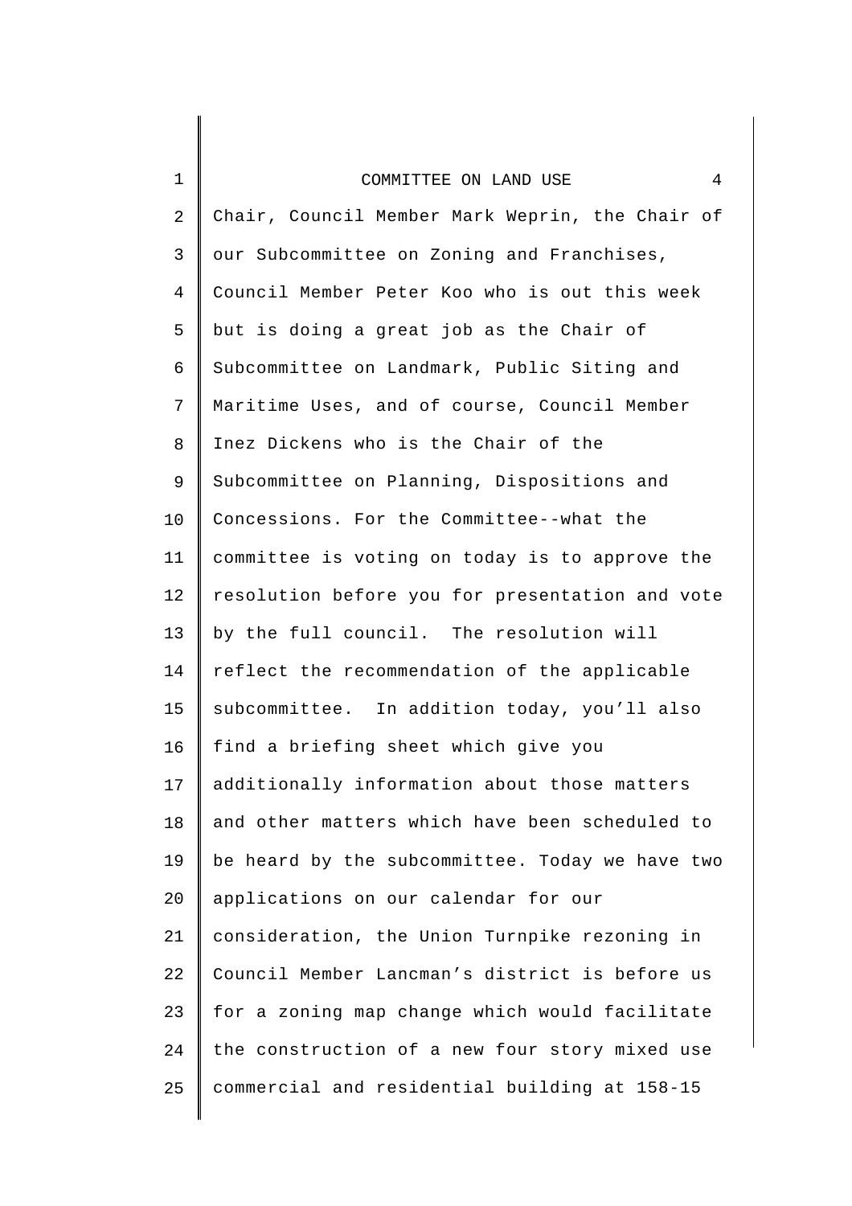Chair, Council Member Mark Weprin, the Chair of our Subcommittee on Zoning and Franchises, Council Member Peter Koo who is out this week but is doing a great job as the Chair of Subcommittee on Landmark, Public Siting and Maritime Uses, and of course, Council Member Inez Dickens who is the Chair of the Subcommittee on Planning, Dispositions and Concessions. For the Committee--what the committee is voting on today is to approve the resolution before you for presentation and vote by the full council. The resolution will reflect the recommendation of the applicable subcommittee. In addition today, you'll also find a briefing sheet which give you additionally information about those matters and other matters which have been scheduled to be heard by the subcommittee. Today we have two applications on our calendar for our consideration, the Union Turnpike rezoning in Council Member Lancman's district is before us for a zoning map change which would facilitate the construction of a new four story mixed use commercial and residential building at 158-15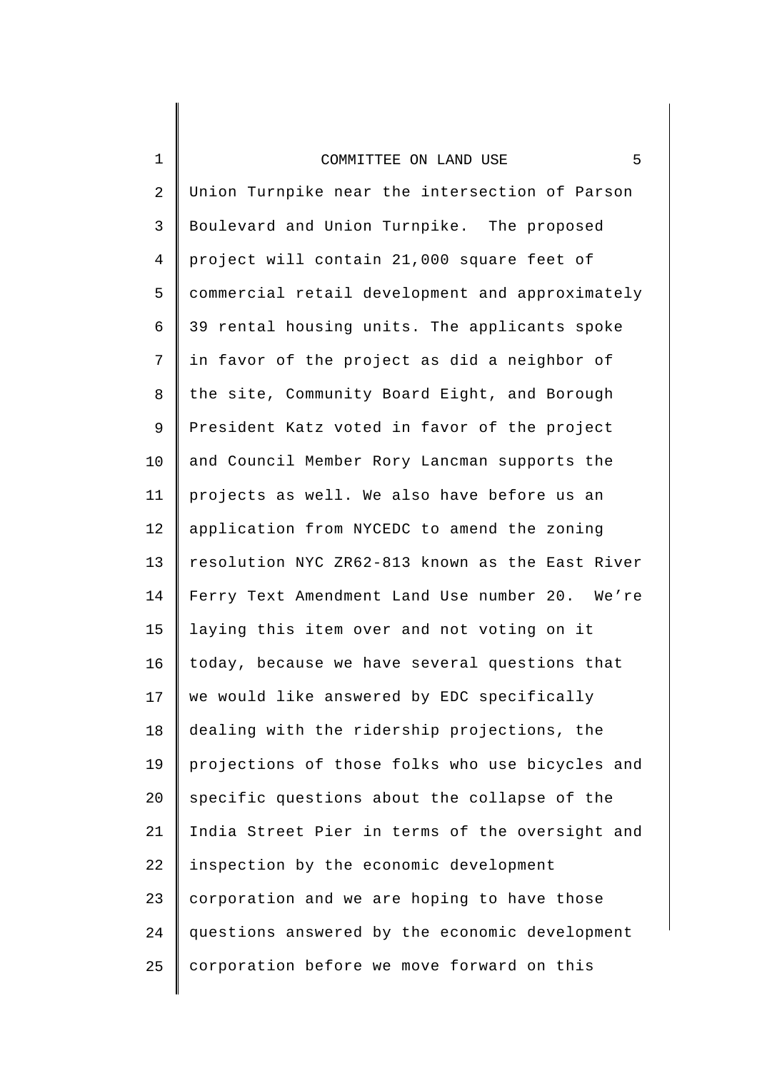Union Turnpike near the intersection of Parson Boulevard and Union Turnpike. The proposed project will contain 21,000 square feet of commercial retail development and approximately 39 rental housing units. The applicants spoke in favor of the project as did a neighbor of the site, Community Board Eight, and Borough President Katz voted in favor of the project and Council Member Rory Lancman supports the projects as well. We also have before us an application from NYCEDC to amend the zoning resolution NYC ZR62-813 known as the East River Ferry Text Amendment Land Use number 20. We're laying this item over and not voting on it today, because we have several questions that we would like answered by EDC specifically dealing with the ridership projections, the projections of those folks who use bicycles and specific questions about the collapse of the India Street Pier in terms of the oversight and inspection by the economic development corporation and we are hoping to have those questions answered by the economic development corporation before we move forward on this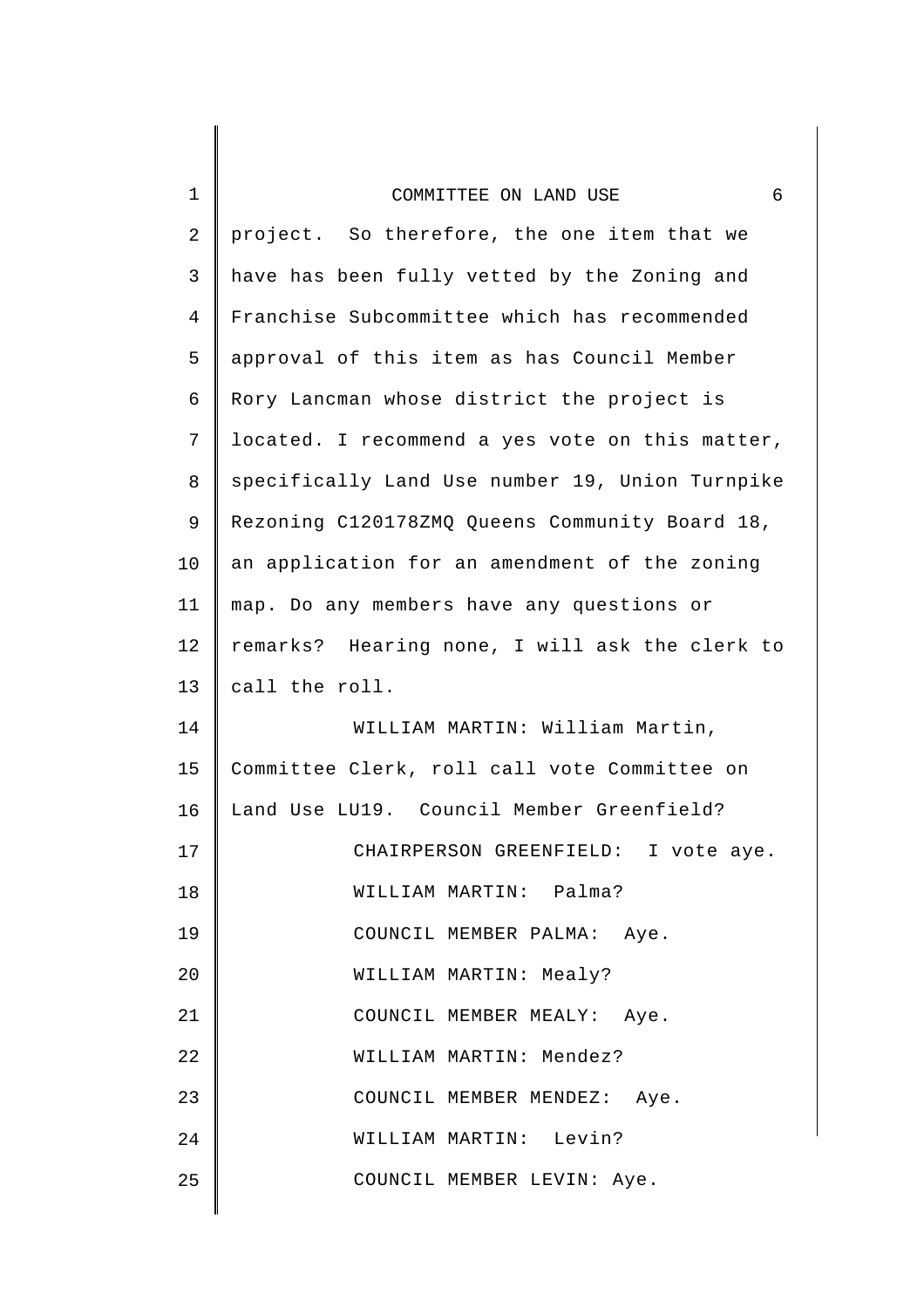project. So therefore, the one item that we have has been fully vetted by the Zoning and Franchise Subcommittee which has recommended approval of this item as has Council Member Rory Lancman whose district the project is located. I recommend a yes vote on this matter, specifically Land Use number 19, Union Turnpike Rezoning C120178ZMQ Queens Community Board 18, an application for an amendment of the zoning map. Do any members have any questions or remarks? Hearing none, I will ask the clerk to call the roll.

WILLIAM MARTIN: William Martin, Committee Clerk, roll call vote Committee on Land Use LU19. Council Member Greenfield?

CHAIRPERSON GREENFIELD: I vote aye.

WILLIAM MARTIN: Palma?

COUNCIL MEMBER PALMA: Aye.

WILLIAM MARTIN: Mealy?

COUNCIL MEMBER MEALY: Aye.

WILLIAM MARTIN: Mendez?

COUNCIL MEMBER MENDEZ: Aye.

WILLIAM MARTIN: Levin?

COUNCIL MEMBER LEVIN: Aye.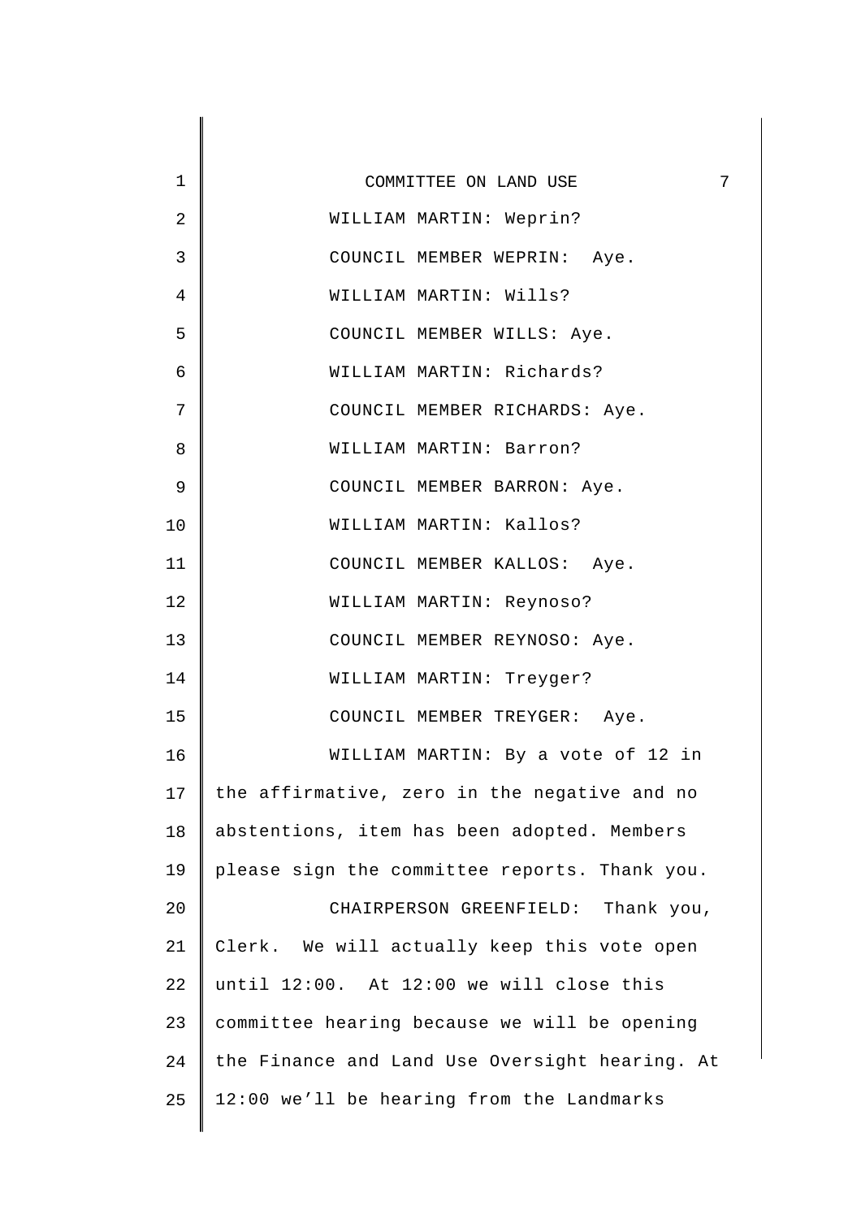WILLIAM MARTIN: Weprin?

COUNCIL MEMBER WEPRIN: Aye.

WILLIAM MARTIN: Wills?

COUNCIL MEMBER WILLS: Aye.

WILLIAM MARTIN: Richards?

COUNCIL MEMBER RICHARDS: Aye.

WILLIAM MARTIN: Barron?

COUNCIL MEMBER BARRON: Aye.

WILLIAM MARTIN: Kallos?

COUNCIL MEMBER KALLOS: Aye.

WILLIAM MARTIN: Reynoso?

COUNCIL MEMBER REYNOSO: Aye.

WILLIAM MARTIN: Treyger?

COUNCIL MEMBER TREYGER: Aye.

WILLIAM MARTIN: By a vote of 12 in the affirmative, zero in the negative and no abstentions, item has been adopted. Members please sign the committee reports. Thank you.

CHAIRPERSON GREENFIELD: Thank you, Clerk. We will actually keep this vote open until 12:00. At 12:00 we will close this committee hearing because we will be opening the Finance and Land Use Oversight hearing. At 12:00 we'll be hearing from the Landmarks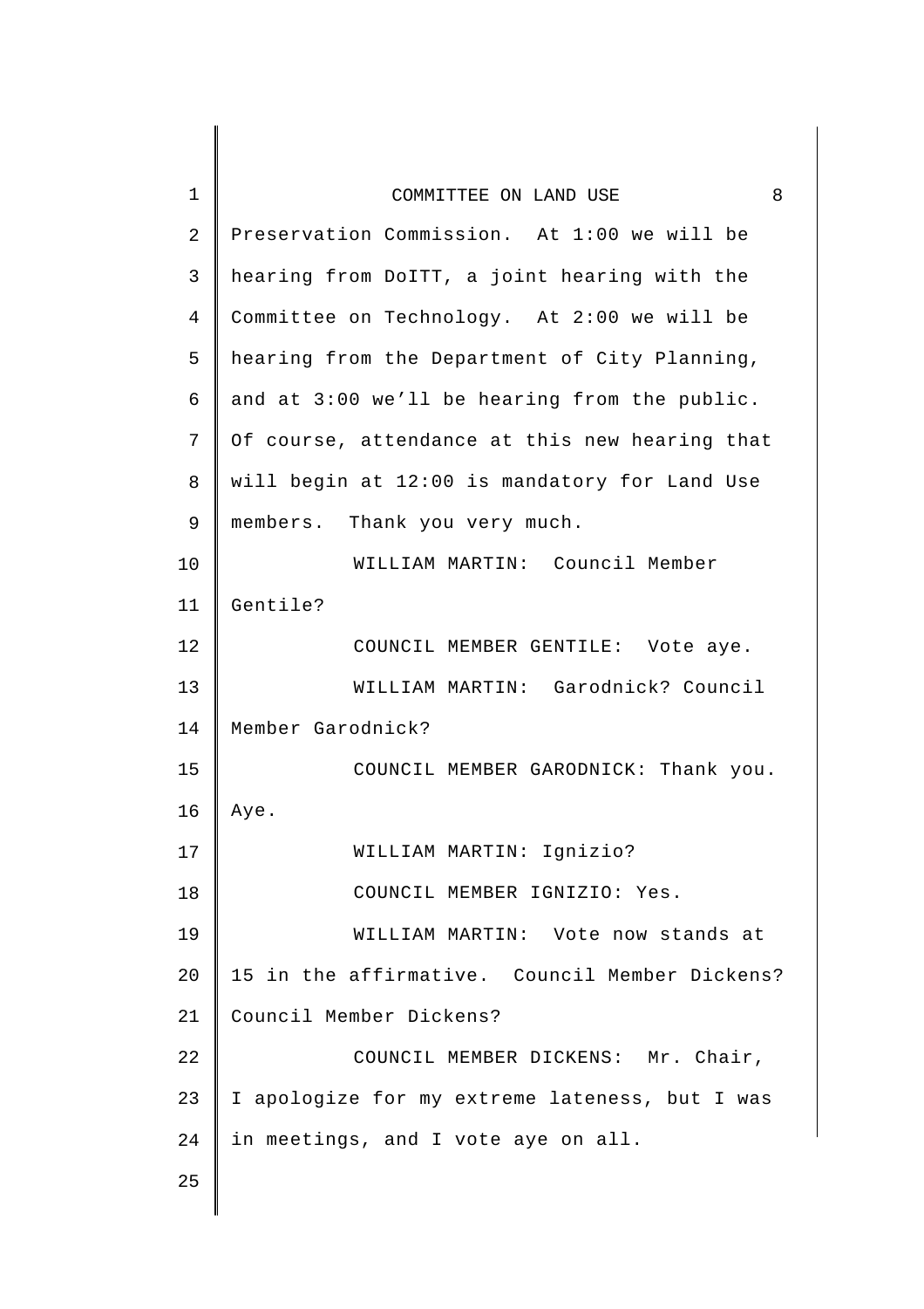Preservation Commission. At 1:00 we will be hearing from DoITT, a joint hearing with the Committee on Technology. At 2:00 we will be hearing from the Department of City Planning, and at 3:00 we'll be hearing from the public. Of course, attendance at this new hearing that will begin at 12:00 is mandatory for Land Use members. Thank you very much.

WILLIAM MARTIN: Council Member Gentile?

COUNCIL MEMBER GENTILE: Vote aye.

WILLIAM MARTIN: Garodnick? Council Member Garodnick?

COUNCIL MEMBER GARODNICK: Thank you. Aye.

WILLIAM MARTIN: Ignizio?

COUNCIL MEMBER IGNIZIO: Yes.

WILLIAM MARTIN: Vote now stands at 15 in the affirmative. Council Member Dickens? Council Member Dickens?

COUNCIL MEMBER DICKENS: Mr. Chair, I apologize for my extreme lateness, but I was in meetings, and I vote aye on all.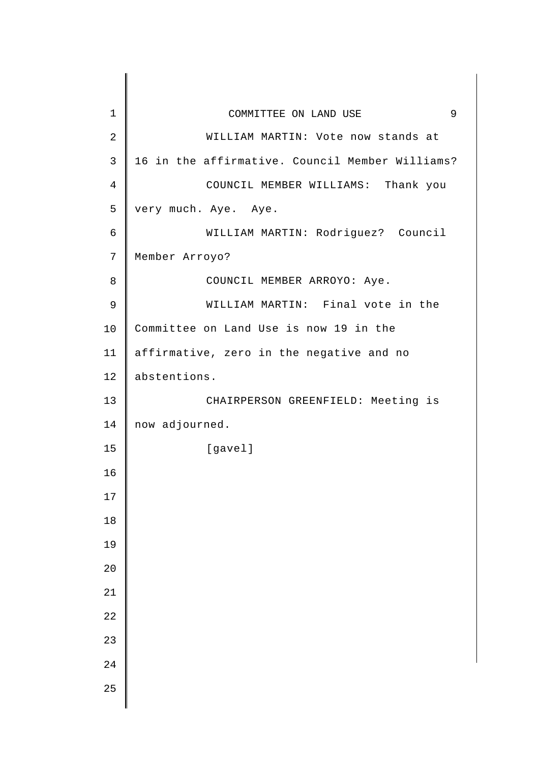WILLIAM MARTIN: Vote now stands at 16 in the affirmative. Council Member Williams?

COUNCIL MEMBER WILLIAMS: Thank you very much. Aye. Aye.

WILLIAM MARTIN: Rodriguez? Council Member Arroyo?

COUNCIL MEMBER ARROYO: Aye.

WILLIAM MARTIN: Final vote in the Committee on Land Use is now 19 in the affirmative, zero in the negative and no abstentions.

CHAIRPERSON GREENFIELD: Meeting is now adjourned.

[gavel]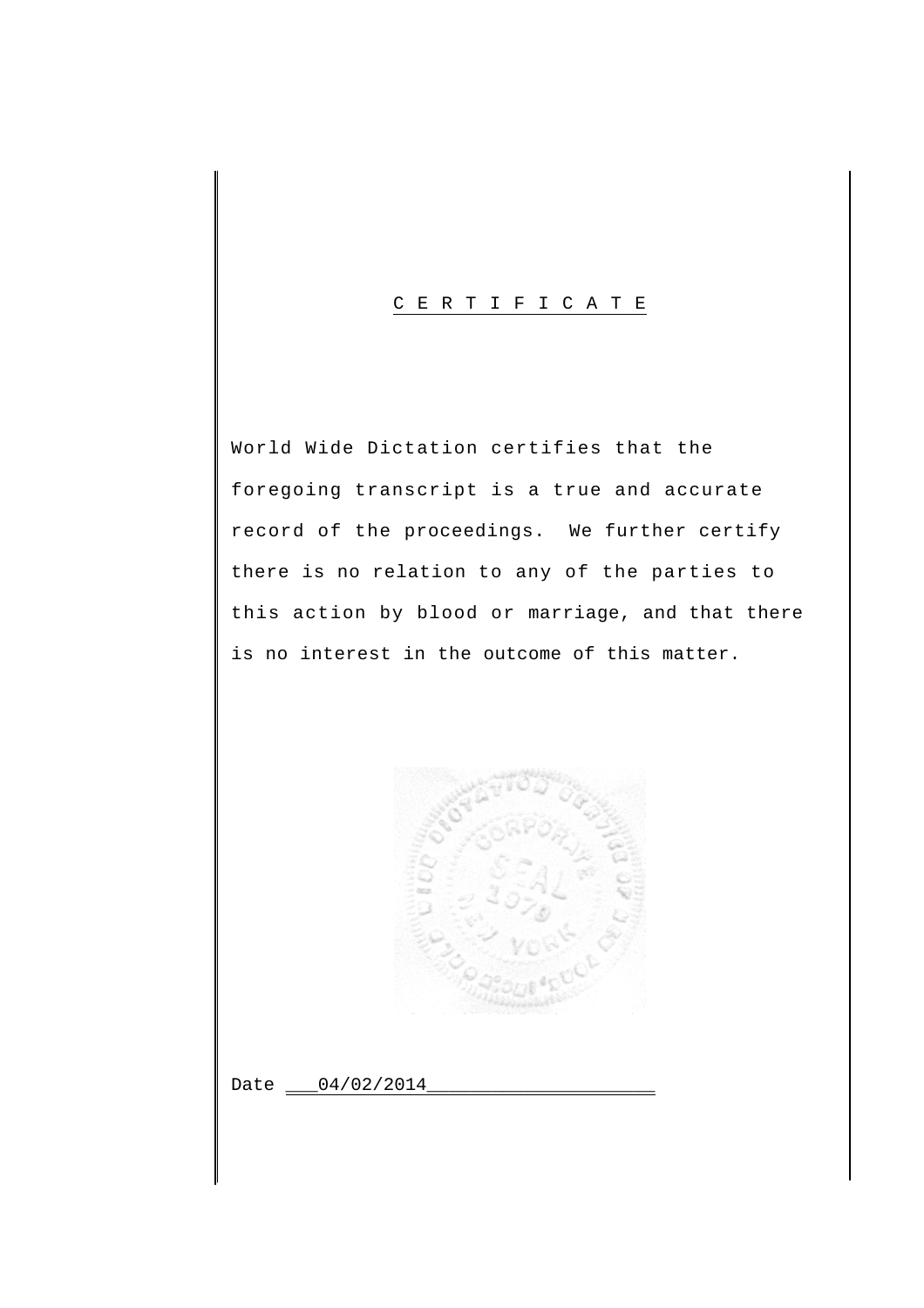# C E R T I F I C A T E

World Wide Dictation certifies that the foregoing transcript is a true and accurate record of the proceedings. We further certify there is no relation to any of the parties to this action by blood or marriage, and that there is no interest in the outcome of this matter.

Date 04/02/2014